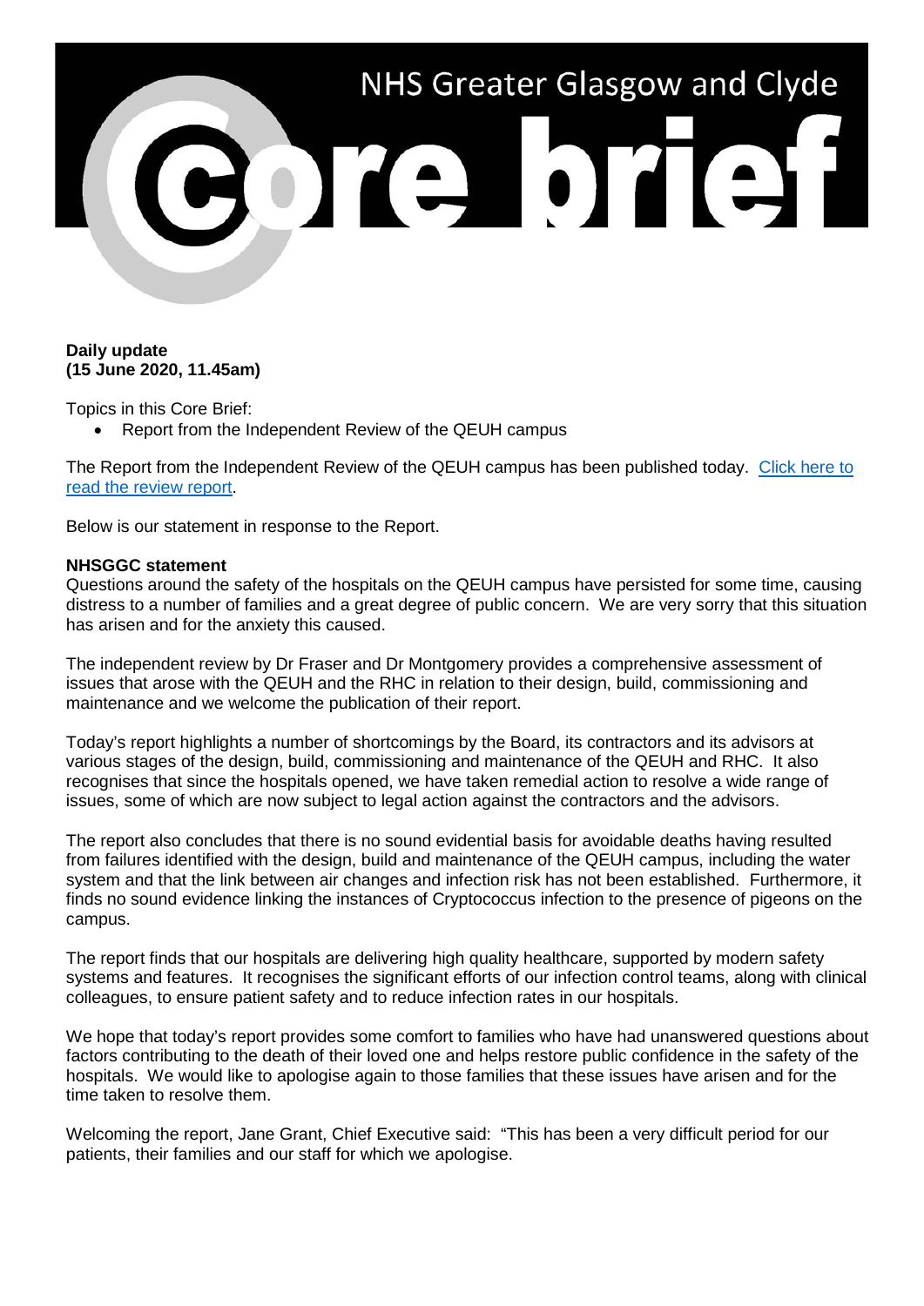# NHS Greater Glasgow and Clyde

# Core brief

**Daily update**
**(15 June 2020, 11.45am)**

Topics in this Core Brief:

- Report from the Independent Review of the QEUH campus

The Report from the Independent Review of the QEUH campus has been published today. [Click here to read the review report](#).

Below is our statement in response to the Report.

**NHSGGC statement**

Questions around the safety of the hospitals on the QEUH campus have persisted for some time, causing distress to a number of families and a great degree of public concern. We are very sorry that this situation has arisen and for the anxiety this caused.

The independent review by Dr Fraser and Dr Montgomery provides a comprehensive assessment of issues that arose with the QEUH and the RHC in relation to their design, build, commissioning and maintenance and we welcome the publication of their report.

Today's report highlights a number of shortcomings by the Board, its contractors and its advisors at various stages of the design, build, commissioning and maintenance of the QEUH and RHC. It also recognises that since the hospitals opened, we have taken remedial action to resolve a wide range of issues, some of which are now subject to legal action against the contractors and the advisors.

The report also concludes that there is no sound evidential basis for avoidable deaths having resulted from failures identified with the design, build and maintenance of the QEUH campus, including the water system and that the link between air changes and infection risk has not been established. Furthermore, it finds no sound evidence linking the instances of Cryptococcus infection to the presence of pigeons on the campus.

The report finds that our hospitals are delivering high quality healthcare, supported by modern safety systems and features. It recognises the significant efforts of our infection control teams, along with clinical colleagues, to ensure patient safety and to reduce infection rates in our hospitals.

We hope that today's report provides some comfort to families who have had unanswered questions about factors contributing to the death of their loved one and helps restore public confidence in the safety of the hospitals. We would like to apologise again to those families that these issues have arisen and for the time taken to resolve them.

Welcoming the report, Jane Grant, Chief Executive said: "This has been a very difficult period for our patients, their families and our staff for which we apologise.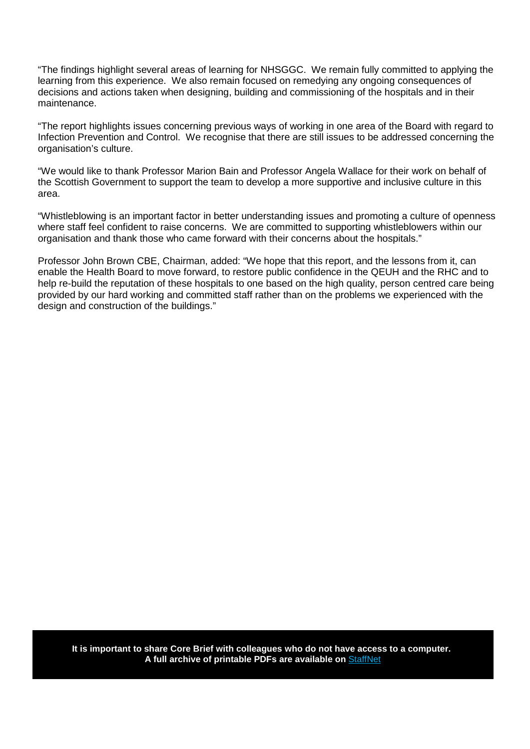"The findings highlight several areas of learning for NHSGGC. We remain fully committed to applying the learning from this experience. We also remain focused on remedying any ongoing consequences of decisions and actions taken when designing, building and commissioning of the hospitals and in their maintenance.

"The report highlights issues concerning previous ways of working in one area of the Board with regard to Infection Prevention and Control. We recognise that there are still issues to be addressed concerning the organisation's culture.

"We would like to thank Professor Marion Bain and Professor Angela Wallace for their work on behalf of the Scottish Government to support the team to develop a more supportive and inclusive culture in this area.

"Whistleblowing is an important factor in better understanding issues and promoting a culture of openness where staff feel confident to raise concerns. We are committed to supporting whistleblowers within our organisation and thank those who came forward with their concerns about the hospitals."

Professor John Brown CBE, Chairman, added: "We hope that this report, and the lessons from it, can enable the Health Board to move forward, to restore public confidence in the QEUH and the RHC and to help re-build the reputation of these hospitals to one based on the high quality, person centred care being provided by our hard working and committed staff rather than on the problems we experienced with the design and construction of the buildings."

**It is important to share Core Brief with colleagues who do not have access to a computer.**
**A full archive of printable PDFs are available on** StaffNet